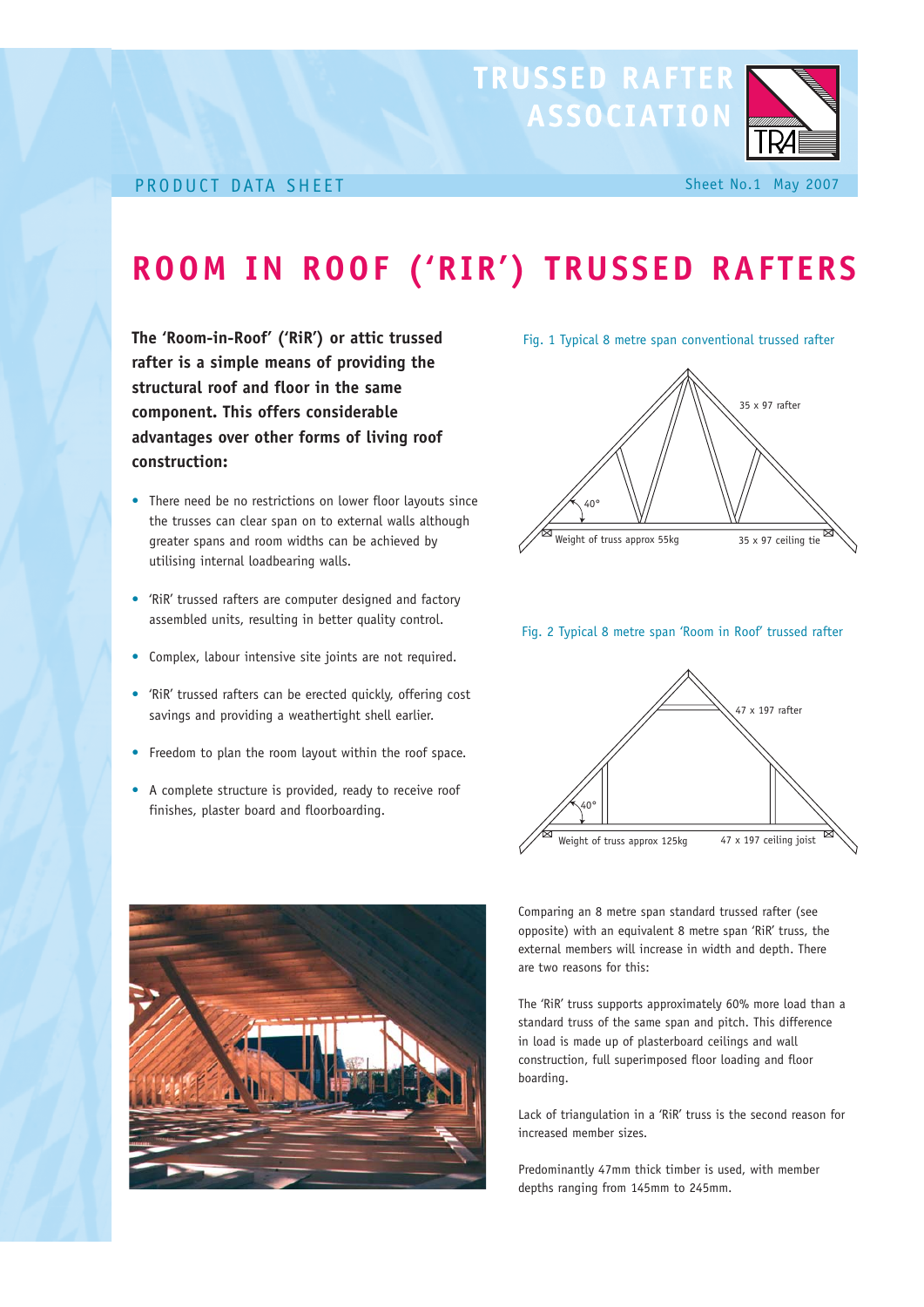TRUSSED RAFTER ASSOCIATION

PRODUCT DATA SHEET

Sheet No.1 May 2007

# ROOM IN ROOF ('RIR') TRUSSED RAFTERS

**The 'Room-in-Roof' ('RiR') or attic trussed rafter is a simple means of providing the structural roof and floor in the same component. This offers considerable advantages over other forms of living roof construction:**

- There need be no restrictions on lower floor layouts since the trusses can clear span on to external walls although greater spans and room widths can be achieved by utilising internal loadbearing walls.
- 'RiR' trussed rafters are computer designed and factory assembled units, resulting in better quality control.
- Complex, labour intensive site joints are not required.
- 'RiR' trussed rafters can be erected quickly, offering cost savings and providing a weathertight shell earlier.
- Freedom to plan the room layout within the roof space.
- A complete structure is provided, ready to receive roof finishes, plaster board and floorboarding.

Fig. 1 Typical 8 metre span conventional trussed rafter

35 x 97 rafter

40°

Weight of truss approx 55kg

35 x 97 ceiling tie

Fig. 2 Typical 8 metre span 'Room in Roof' trussed rafter

47 x 197 rafter

40°

Weight of truss approx 125kg

47 x 197 ceiling joist

Comparing an 8 metre span standard trussed rafter (see opposite) with an equivalent 8 metre span 'RiR' truss, the external members will increase in width and depth. There are two reasons for this:

The 'RiR' truss supports approximately 60% more load than a standard truss of the same span and pitch. This difference in load is made up of plasterboard ceilings and wall construction, full superimposed floor loading and floor boarding.

Lack of triangulation in a 'RiR' truss is the second reason for increased member sizes.

Predominantly 47mm thick timber is used, with member depths ranging from 145mm to 245mm.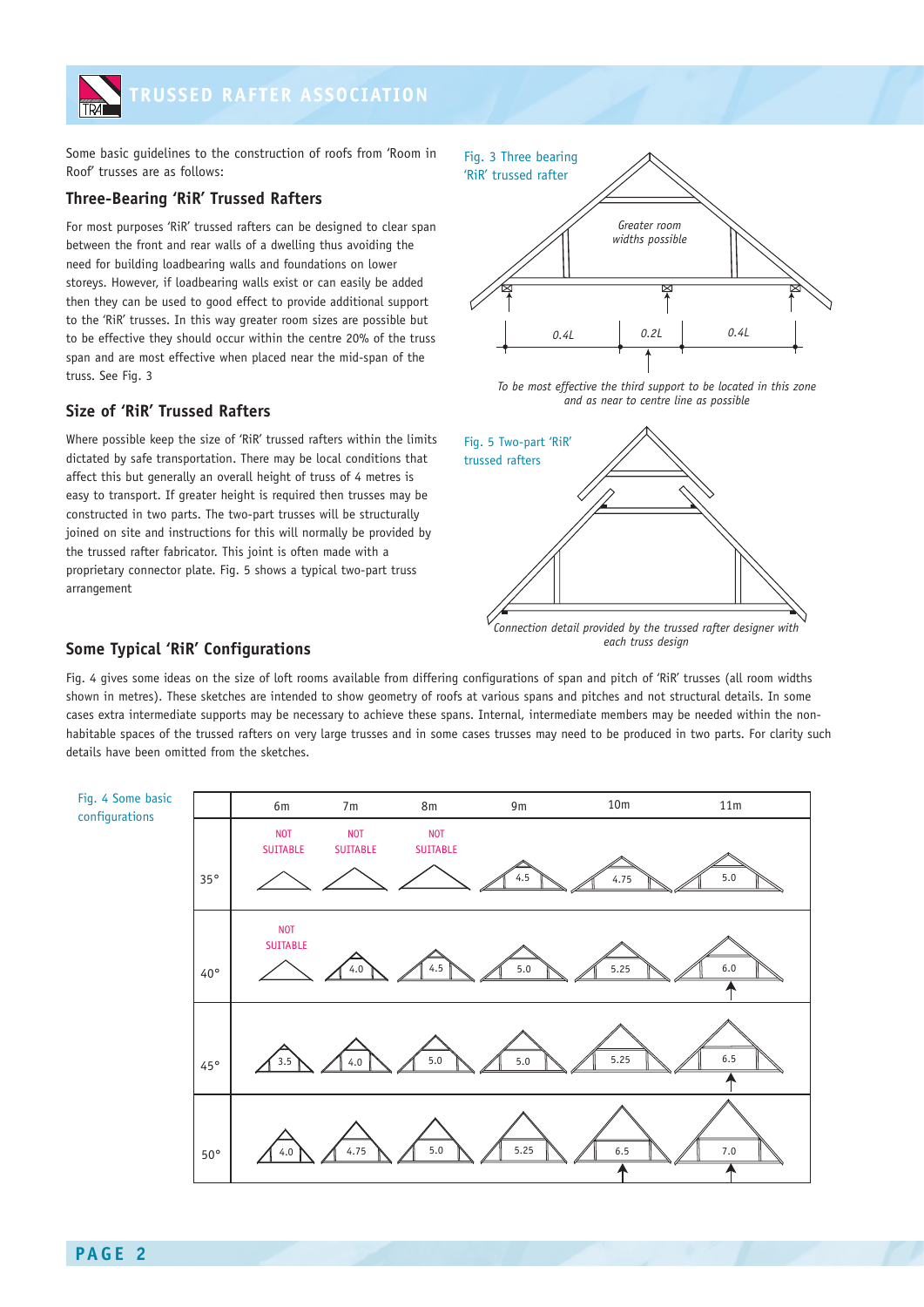Some basic guidelines to the construction of roofs from 'Room in Roof' trusses are as follows:

### Three-Bearing 'RiR' Trussed Rafters

For most purposes 'RiR' trussed rafters can be designed to clear span between the front and rear walls of a dwelling thus avoiding the need for building loadbearing walls and foundations on lower storeys. However, if loadbearing walls exist or can easily be added then they can be used to good effect to provide additional support to the 'RiR' trusses. In this way greater room sizes are possible but to be effective they should occur within the centre 20% of the truss span and are most effective when placed near the mid-span of the truss. See Fig. 3

Fig. 3 Three bearing 'RiR' trussed rafter

*Greater room widths possible*

0.4L — 0.2L — 0.4L

*To be most effective the third support to be located in this zone and as near to centre line as possible*

### Size of 'RiR' Trussed Rafters

Where possible keep the size of 'RiR' trussed rafters within the limits dictated by safe transportation. There may be local conditions that affect this but generally an overall height of truss of 4 metres is easy to transport. If greater height is required then trusses may be constructed in two parts. The two-part trusses will be structurally joined on site and instructions for this will normally be provided by the trussed rafter fabricator. This joint is often made with a proprietary connector plate. Fig. 5 shows a typical two-part truss arrangement

Fig. 5 Two-part 'RiR' trussed rafters

*Connection detail provided by the trussed rafter designer with each truss design*

### Some Typical 'RiR' Configurations

Fig. 4 gives some ideas on the size of loft rooms available from differing configurations of span and pitch of 'RiR' trusses (all room widths shown in metres). These sketches are intended to show geometry of roofs at various spans and pitches and not structural details. In some cases extra intermediate supports may be necessary to achieve these spans. Internal, intermediate members may be needed within the non-habitable spaces of the trussed rafters on very large trusses and in some cases trusses may need to be produced in two parts. For clarity such details have been omitted from the sketches.

Fig. 4 Some basic configurations

| | 6m | 7m | 8m | 9m | 10m | 11m |
|---|---|---|---|---|---|---|
| 35° | NOT SUITABLE | NOT SUITABLE | NOT SUITABLE | 4.5 | 4.75 | 5.0 |
| 40° | NOT SUITABLE | 4.0 | 4.5 | 5.0 | 5.25 | 6.0 |
| 45° | 3.5 | 4.0 | 5.0 | 5.0 | 5.25 | 6.5 |
| 50° | 4.0 | 4.75 | 5.0 | 5.25 | 6.5 | 7.0 |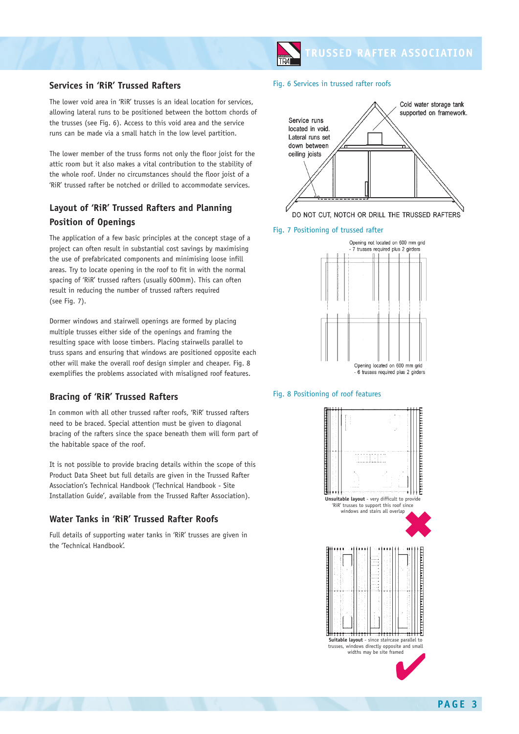## Services in 'RiR' Trussed Rafters

The lower void area in 'RiR' trusses is an ideal location for services, allowing lateral runs to be positioned between the bottom chords of the trusses (see Fig. 6). Access to this void area and the service runs can be made via a small hatch in the low level partition.

The lower member of the truss forms not only the floor joist for the attic room but it also makes a vital contribution to the stability of the whole roof. Under no circumstances should the floor joist of a 'RiR' trussed rafter be notched or drilled to accommodate services.

## Layout of 'RiR' Trussed Rafters and Planning Position of Openings

The application of a few basic principles at the concept stage of a project can often result in substantial cost savings by maximising the use of prefabricated components and minimising loose infill areas. Try to locate opening in the roof to fit in with the normal spacing of 'RiR' trussed rafters (usually 600mm). This can often result in reducing the number of trussed rafters required (see Fig. 7).

Dormer windows and stairwell openings are formed by placing multiple trusses either side of the openings and framing the resulting space with loose timbers. Placing stairwells parallel to truss spans and ensuring that windows are positioned opposite each other will make the overall roof design simpler and cheaper. Fig. 8 exemplifies the problems associated with misaligned roof features.

## Bracing of 'RiR' Trussed Rafters

In common with all other trussed rafter roofs, 'RiR' trussed rafters need to be braced. Special attention must be given to diagonal bracing of the rafters since the space beneath them will form part of the habitable space of the roof.

It is not possible to provide bracing details within the scope of this Product Data Sheet but full details are given in the Trussed Rafter Association's Technical Handbook ('Technical Handbook - Site Installation Guide', available from the Trussed Rafter Association).

## Water Tanks in 'RiR' Trussed Rafter Roofs

Full details of supporting water tanks in 'RiR' trusses are given in the 'Technical Handbook'.

Fig. 6 Services in trussed rafter roofs

Service runs located in void. Lateral runs set down between ceiling joists

Cold water storage tank supported on framework.

DO NOT CUT, NOTCH OR DRILL THE TRUSSED RAFTERS

Fig. 7 Positioning of trussed rafter

Opening not located on 600 mm grid - 7 trusses required plus 2 girders

Opening located on 600 mm grid - 6 trusses required plus 2 girders

Fig. 8 Positioning of roof features

**Unsuitable layout** - very difficult to provide 'RiR' trusses to support this roof since windows and stairs all overlap

**Suitable layout** - since staircase parallel to trusses, windows directly opposite and small widths may be site framed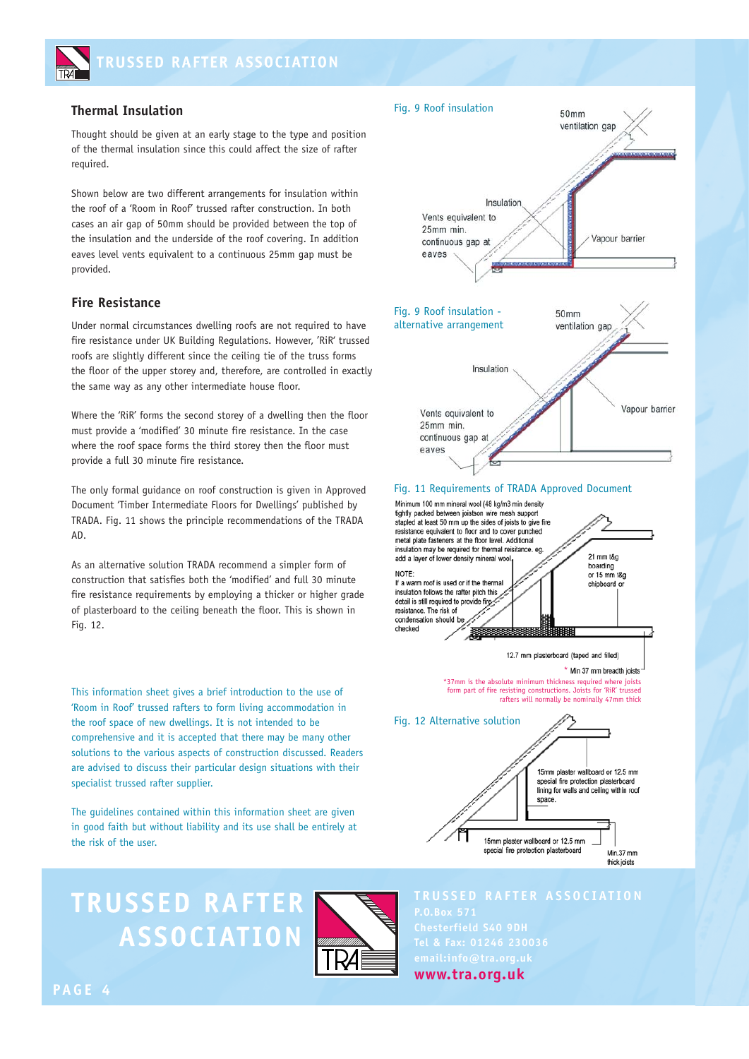## Thermal Insulation

Thought should be given at an early stage to the type and position of the thermal insulation since this could affect the size of rafter required.

Shown below are two different arrangements for insulation within the roof of a 'Room in Roof' trussed rafter construction. In both cases an air gap of 50mm should be provided between the top of the insulation and the underside of the roof covering. In addition eaves level vents equivalent to a continuous 25mm gap must be provided.

## Fire Resistance

Under normal circumstances dwelling roofs are not required to have fire resistance under UK Building Regulations. However, 'RiR' trussed roofs are slightly different since the ceiling tie of the truss forms the floor of the upper storey and, therefore, are controlled in exactly the same way as any other intermediate house floor.

Where the 'RiR' forms the second storey of a dwelling then the floor must provide a 'modified' 30 minute fire resistance. In the case where the roof space forms the third storey then the floor must provide a full 30 minute fire resistance.

The only formal guidance on roof construction is given in Approved Document 'Timber Intermediate Floors for Dwellings' published by TRADA. Fig. 11 shows the principle recommendations of the TRADA AD.

As an alternative solution TRADA recommend a simpler form of construction that satisfies both the 'modified' and full 30 minute fire resistance requirements by employing a thicker or higher grade of plasterboard to the ceiling beneath the floor. This is shown in Fig. 12.

This information sheet gives a brief introduction to the use of 'Room in Roof' trussed rafters to form living accommodation in the roof space of new dwellings. It is not intended to be comprehensive and it is accepted that there may be many other solutions to the various aspects of construction discussed. Readers are advised to discuss their particular design situations with their specialist trussed rafter supplier.

The guidelines contained within this information sheet are given in good faith but without liability and its use shall be entirely at the risk of the user.

Fig. 9 Roof insulation

50mm ventilation gap
Insulation
Vents equivalent to 25mm min. continuous gap at eaves
Vapour barrier

Fig. 9 Roof insulation - alternative arrangement

50mm ventilation gap
Insulation
Vents equivalent to 25mm min. continuous gap at eaves
Vapour barrier

Fig. 11 Requirements of TRADA Approved Document

Minimum 100 mm mineral wool (48 kg/m3 min density tightly packed between joistson wire mesh support stapled at least 50 mm up the sides of joists to give fire resistance equivalent to floor and to cover punched metal plate fasteners at the floor level. Additional insulation may be required for thermal reistance. eg. add a layer of lower density mineral wool

NOTE:
If a warm roof is used or if the thermal insulation follows the rafter pitch this detail is still required to provide fire resistance. The risk of condensation should be checked

21 mm t&g boarding or 15 mm t&g chipboard or

12.7 mm plasterboard (taped and filled)

* Min 37 mm breadth joists

*37mm is the absolute minimum thickness required where joists form part of fire resisting constructions. Joists for 'RiR' trussed rafters will normally be nominally 47mm thick

Fig. 12 Alternative solution

15mm plaster wallboard or 12.5 mm special fire protection plasterboard lining for walls and ceiling within roof space.

15mm plaster wallboard or 12.5 mm special fire protection plasterboard

Min.37 mm thick joists

TRUSSED RAFTER ASSOCIATION

TRUSSED RAFTER ASSOCIATION
P.O.Box 571
Chesterfield S40 9DH
Tel & Fax: 01246 230036
email:info@tra.org.uk
www.tra.org.uk